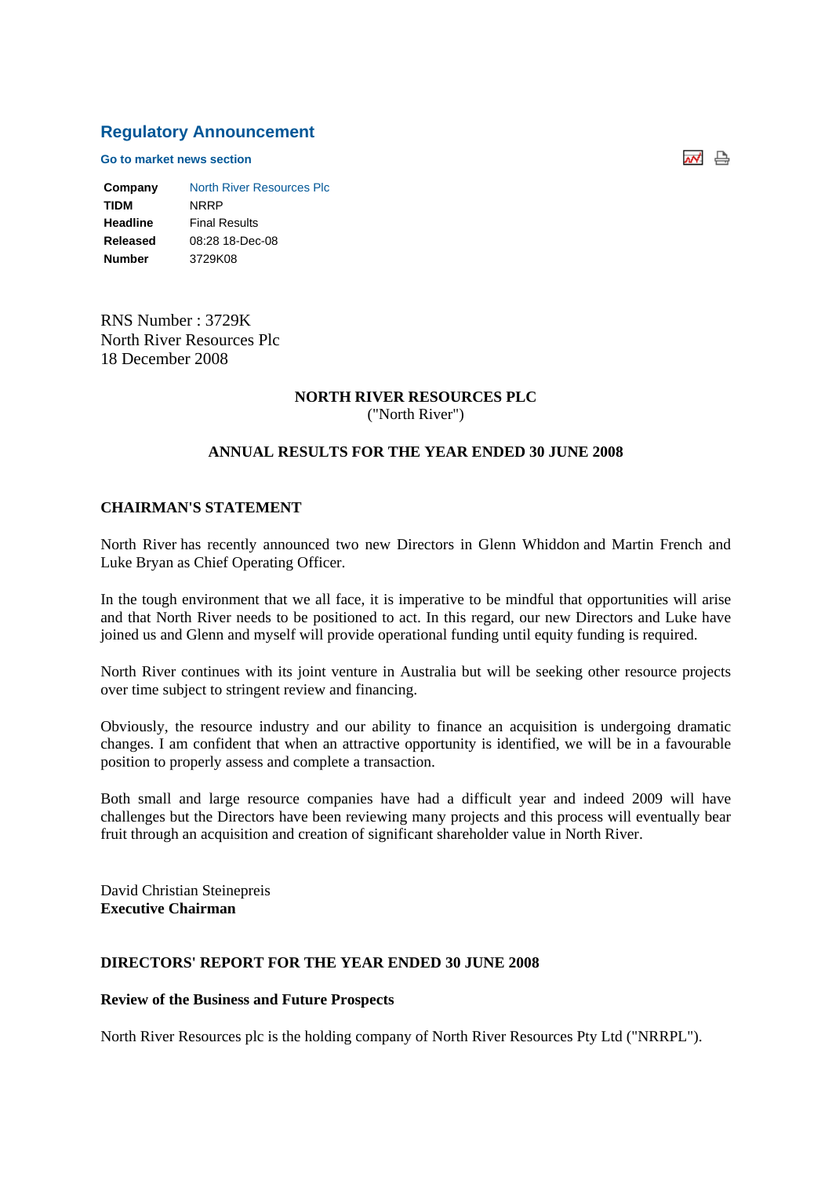## Regulatory Announcement

**Go to market news section**

| | |
|---|---|
| **Company** | North River Resources Plc |
| **TIDM** | NRRP |
| **Headline** | Final Results |
| **Released** | 08:28 18-Dec-08 |
| **Number** | 3729K08 |

RNS Number : 3729K
North River Resources Plc
18 December 2008

**NORTH RIVER RESOURCES PLC**
("North River")

**ANNUAL RESULTS FOR THE YEAR ENDED 30 JUNE 2008**

**CHAIRMAN'S STATEMENT**

North River has recently announced two new Directors in Glenn Whiddon and Martin French and Luke Bryan as Chief Operating Officer.

In the tough environment that we all face, it is imperative to be mindful that opportunities will arise and that North River needs to be positioned to act. In this regard, our new Directors and Luke have joined us and Glenn and myself will provide operational funding until equity funding is required.

North River continues with its joint venture in Australia but will be seeking other resource projects over time subject to stringent review and financing.

Obviously, the resource industry and our ability to finance an acquisition is undergoing dramatic changes. I am confident that when an attractive opportunity is identified, we will be in a favourable position to properly assess and complete a transaction.

Both small and large resource companies have had a difficult year and indeed 2009 will have challenges but the Directors have been reviewing many projects and this process will eventually bear fruit through an acquisition and creation of significant shareholder value in North River.

David Christian Steinepreis
**Executive Chairman**

**DIRECTORS' REPORT FOR THE YEAR ENDED 30 JUNE 2008**

**Review of the Business and Future Prospects**

North River Resources plc is the holding company of North River Resources Pty Ltd ("NRRPL").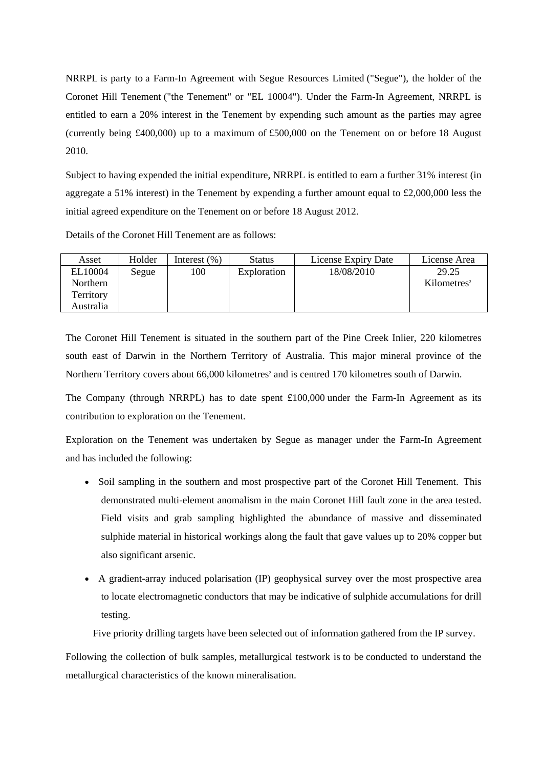NRRPL is party to a Farm-In Agreement with Segue Resources Limited ("Segue"), the holder of the Coronet Hill Tenement ("the Tenement" or "EL 10004"). Under the Farm-In Agreement, NRRPL is entitled to earn a 20% interest in the Tenement by expending such amount as the parties may agree (currently being £400,000) up to a maximum of £500,000 on the Tenement on or before 18 August 2010.

Subject to having expended the initial expenditure, NRRPL is entitled to earn a further 31% interest (in aggregate a 51% interest) in the Tenement by expending a further amount equal to £2,000,000 less the initial agreed expenditure on the Tenement on or before 18 August 2012.

Details of the Coronet Hill Tenement are as follows:

| Asset | Holder | Interest (%) | Status | License Expiry Date | License Area |
|---|---|---|---|---|---|
| EL10004 Northern Territory Australia | Segue | 100 | Exploration | 18/08/2010 | 29.25 Kilometres$^2$ |

The Coronet Hill Tenement is situated in the southern part of the Pine Creek Inlier, 220 kilometres south east of Darwin in the Northern Territory of Australia. This major mineral province of the Northern Territory covers about 66,000 kilometres$^2$ and is centred 170 kilometres south of Darwin.

The Company (through NRRPL) has to date spent £100,000 under the Farm-In Agreement as its contribution to exploration on the Tenement.

Exploration on the Tenement was undertaken by Segue as manager under the Farm-In Agreement and has included the following:

- Soil sampling in the southern and most prospective part of the Coronet Hill Tenement. This demonstrated multi-element anomalism in the main Coronet Hill fault zone in the area tested. Field visits and grab sampling highlighted the abundance of massive and disseminated sulphide material in historical workings along the fault that gave values up to 20% copper but also significant arsenic.
- A gradient-array induced polarisation (IP) geophysical survey over the most prospective area to locate electromagnetic conductors that may be indicative of sulphide accumulations for drill testing.

  Five priority drilling targets have been selected out of information gathered from the IP survey.

Following the collection of bulk samples, metallurgical testwork is to be conducted to understand the metallurgical characteristics of the known mineralisation.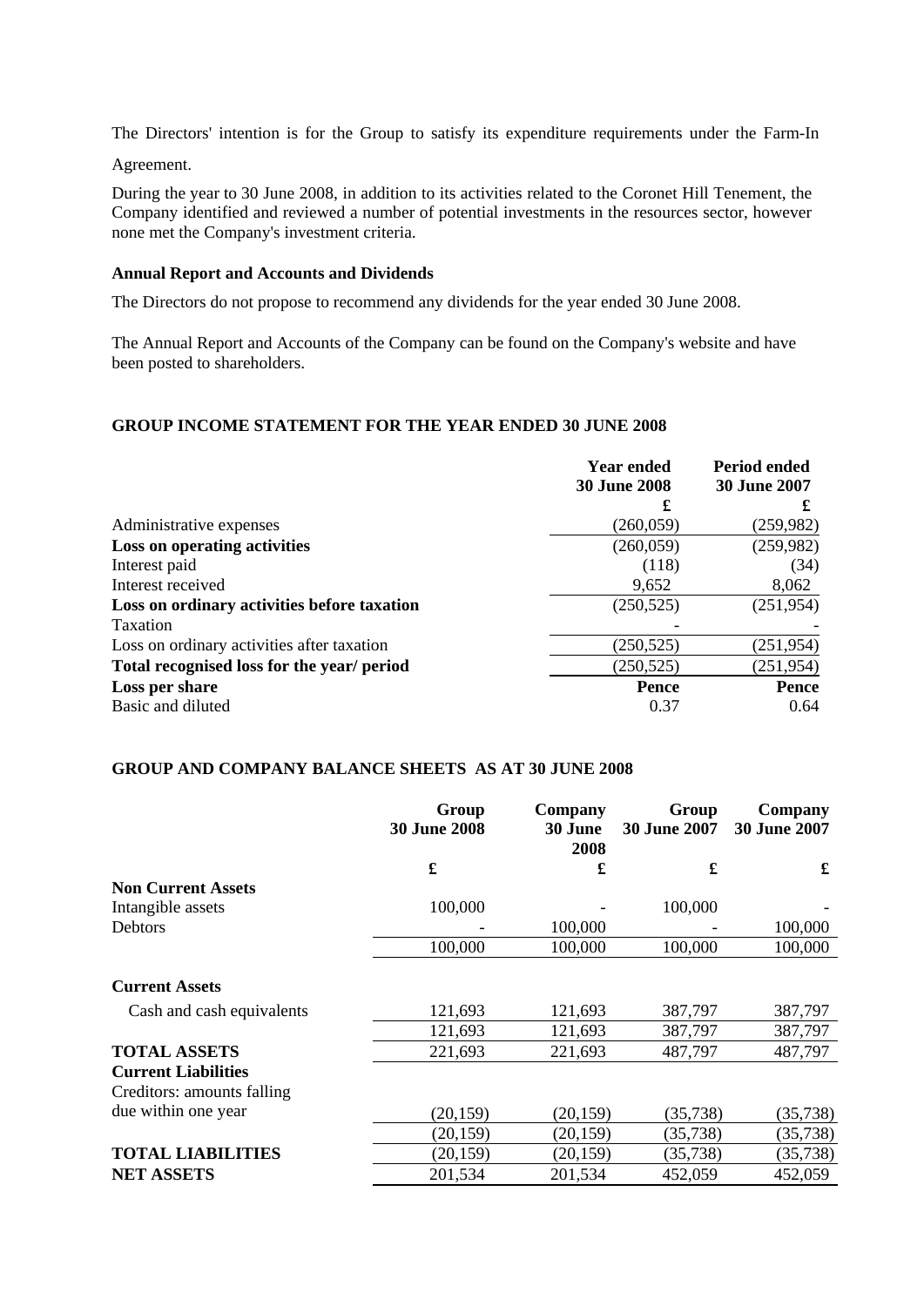The Directors' intention is for the Group to satisfy its expenditure requirements under the Farm-In Agreement.

During the year to 30 June 2008, in addition to its activities related to the Coronet Hill Tenement, the Company identified and reviewed a number of potential investments in the resources sector, however none met the Company's investment criteria.

**Annual Report and Accounts and Dividends**

The Directors do not propose to recommend any dividends for the year ended 30 June 2008.

The Annual Report and Accounts of the Company can be found on the Company's website and have been posted to shareholders.

**GROUP INCOME STATEMENT FOR THE YEAR ENDED 30 JUNE 2008**

| | Year ended 30 June 2008 | Period ended 30 June 2007 |
|---|---|---|
| | £ | £ |
| Administrative expenses | (260,059) | (259,982) |
| **Loss on operating activities** | (260,059) | (259,982) |
| Interest paid | (118) | (34) |
| Interest received | 9,652 | 8,062 |
| **Loss on ordinary activities before taxation** | (250,525) | (251,954) |
| Taxation | - | - |
| Loss on ordinary activities after taxation | (250,525) | (251,954) |
| **Total recognised loss for the year/ period** | (250,525) | (251,954) |
| **Loss per share** | **Pence** | **Pence** |
| Basic and diluted | 0.37 | 0.64 |

**GROUP AND COMPANY BALANCE SHEETS AS AT 30 JUNE 2008**

| | Group 30 June 2008 | Company 30 June 2008 | Group 30 June 2007 | Company 30 June 2007 |
|---|---|---|---|---|
| | £ | £ | £ | £ |
| **Non Current Assets** | | | | |
| Intangible assets | 100,000 | - | 100,000 | - |
| Debtors | - | 100,000 | - | 100,000 |
| | 100,000 | 100,000 | 100,000 | 100,000 |
| **Current Assets** | | | | |
| Cash and cash equivalents | 121,693 | 121,693 | 387,797 | 387,797 |
| | 121,693 | 121,693 | 387,797 | 387,797 |
| **TOTAL ASSETS** | 221,693 | 221,693 | 487,797 | 487,797 |
| **Current Liabilities** | | | | |
| Creditors: amounts falling due within one year | (20,159) | (20,159) | (35,738) | (35,738) |
| | (20,159) | (20,159) | (35,738) | (35,738) |
| **TOTAL LIABILITIES** | (20,159) | (20,159) | (35,738) | (35,738) |
| **NET ASSETS** | 201,534 | 201,534 | 452,059 | 452,059 |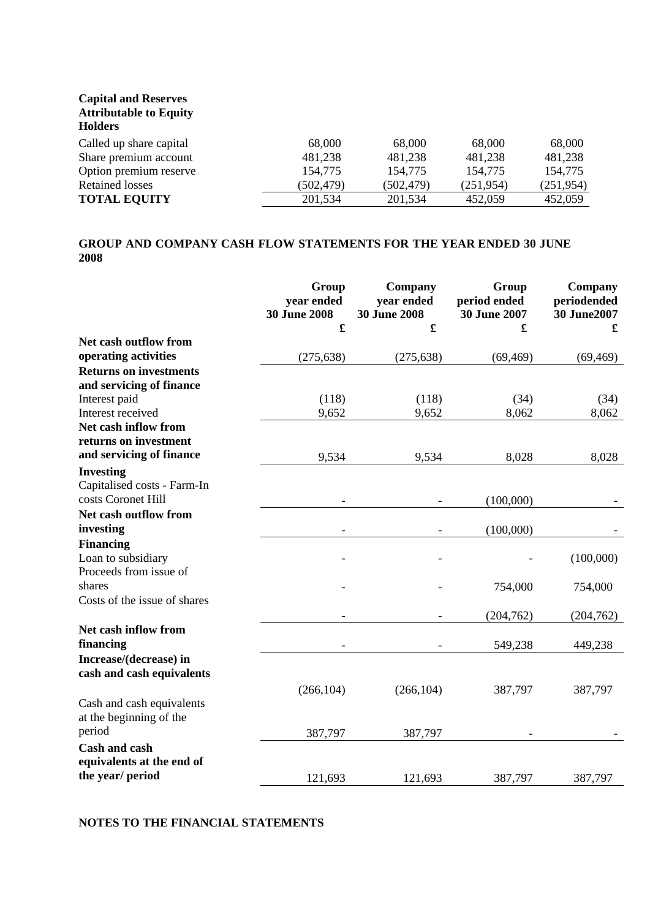| **Capital and Reserves Attributable to Equity Holders** | | | | |
|---|---|---|---|---|
| Called up share capital | 68,000 | 68,000 | 68,000 | 68,000 |
| Share premium account | 481,238 | 481,238 | 481,238 | 481,238 |
| Option premium reserve | 154,775 | 154,775 | 154,775 | 154,775 |
| Retained losses | (502,479) | (502,479) | (251,954) | (251,954) |
| **TOTAL EQUITY** | 201,534 | 201,534 | 452,059 | 452,059 |

## GROUP AND COMPANY CASH FLOW STATEMENTS FOR THE YEAR ENDED 30 JUNE 2008

| | **Group year ended 30 June 2008** | **Company year ended 30 June 2008** | **Group period ended 30 June 2007** | **Company periodended 30 June2007** |
|---|---|---|---|---|
| | **£** | **£** | **£** | **£** |
| **Net cash outflow from operating activities** | (275,638) | (275,638) | (69,469) | (69,469) |
| **Returns on investments and servicing of finance** | | | | |
| Interest paid | (118) | (118) | (34) | (34) |
| Interest received | 9,652 | 9,652 | 8,062 | 8,062 |
| **Net cash inflow from returns on investment and servicing of finance** | 9,534 | 9,534 | 8,028 | 8,028 |
| **Investing** | | | | |
| Capitalised costs - Farm-In costs Coronet Hill | - | - | (100,000) | - |
| **Net cash outflow from investing** | - | - | (100,000) | - |
| **Financing** | | | | |
| Loan to subsidiary | - | - | - | (100,000) |
| Proceeds from issue of shares | - | - | 754,000 | 754,000 |
| Costs of the issue of shares | - | - | (204,762) | (204,762) |
| **Net cash inflow from financing** | - | - | 549,238 | 449,238 |
| **Increase/(decrease) in cash and cash equivalents** | (266,104) | (266,104) | 387,797 | 387,797 |
| Cash and cash equivalents at the beginning of the period | 387,797 | 387,797 | - | - |
| **Cash and cash equivalents at the end of the year/ period** | 121,693 | 121,693 | 387,797 | 387,797 |

## NOTES TO THE FINANCIAL STATEMENTS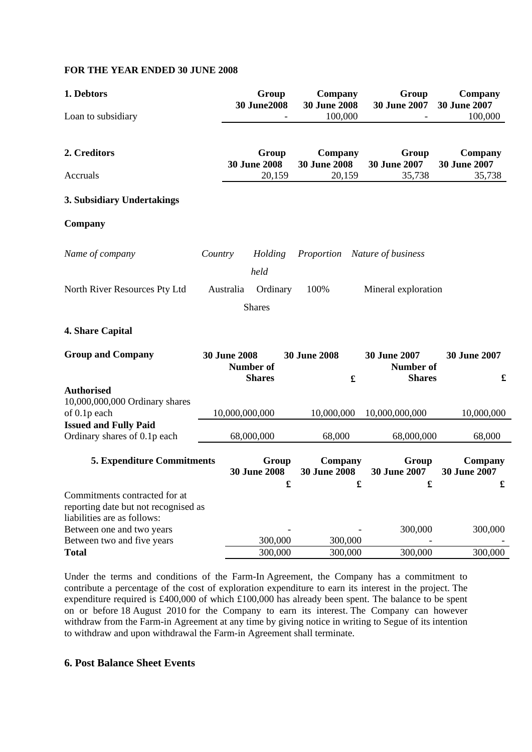**FOR THE YEAR ENDED 30 JUNE 2008**

| **1. Debtors** | **Group 30 June2008** | **Company 30 June 2008** | **Group 30 June 2007** | **Company 30 June 2007** |
|---|---|---|---|---|
| Loan to subsidiary | - | 100,000 | - | 100,000 |

| **2. Creditors** | **Group 30 June 2008** | **Company 30 June 2008** | **Group 30 June 2007** | **Company 30 June 2007** |
|---|---|---|---|---|
| Accruals | 20,159 | 20,159 | 35,738 | 35,738 |

**3. Subsidiary Undertakings**

**Company**

| *Name of company* | *Country* | *Holding held* | *Proportion* | *Nature of business* |
|---|---|---|---|---|
| North River Resources Pty Ltd | Australia | Ordinary Shares | 100% | Mineral exploration |

**4. Share Capital**

| **Group and Company** | **30 June 2008 Number of Shares** | **30 June 2008 £** | **30 June 2007 Number of Shares** | **30 June 2007 £** |
|---|---|---|---|---|
| **Authorised** | | | | |
| 10,000,000,000 Ordinary shares of 0.1p each | 10,000,000,000 | 10,000,000 | 10,000,000,000 | 10,000,000 |
| **Issued and Fully Paid** | | | | |
| Ordinary shares of 0.1p each | 68,000,000 | 68,000 | 68,000,000 | 68,000 |

| **5. Expenditure Commitments** | **Group 30 June 2008 £** | **Company 30 June 2008 £** | **Group 30 June 2007 £** | **Company 30 June 2007 £** |
|---|---|---|---|---|
| Commitments contracted for at reporting date but not recognised as liabilities are as follows: | | | | |
| Between one and two years | - | - | 300,000 | 300,000 |
| Between two and five years | 300,000 | 300,000 | - | - |
| **Total** | 300,000 | 300,000 | 300,000 | 300,000 |

Under the terms and conditions of the Farm-In Agreement, the Company has a commitment to contribute a percentage of the cost of exploration expenditure to earn its interest in the project. The expenditure required is £400,000 of which £100,000 has already been spent. The balance to be spent on or before 18 August 2010 for the Company to earn its interest. The Company can however withdraw from the Farm-in Agreement at any time by giving notice in writing to Segue of its intention to withdraw and upon withdrawal the Farm-in Agreement shall terminate.

**6. Post Balance Sheet Events**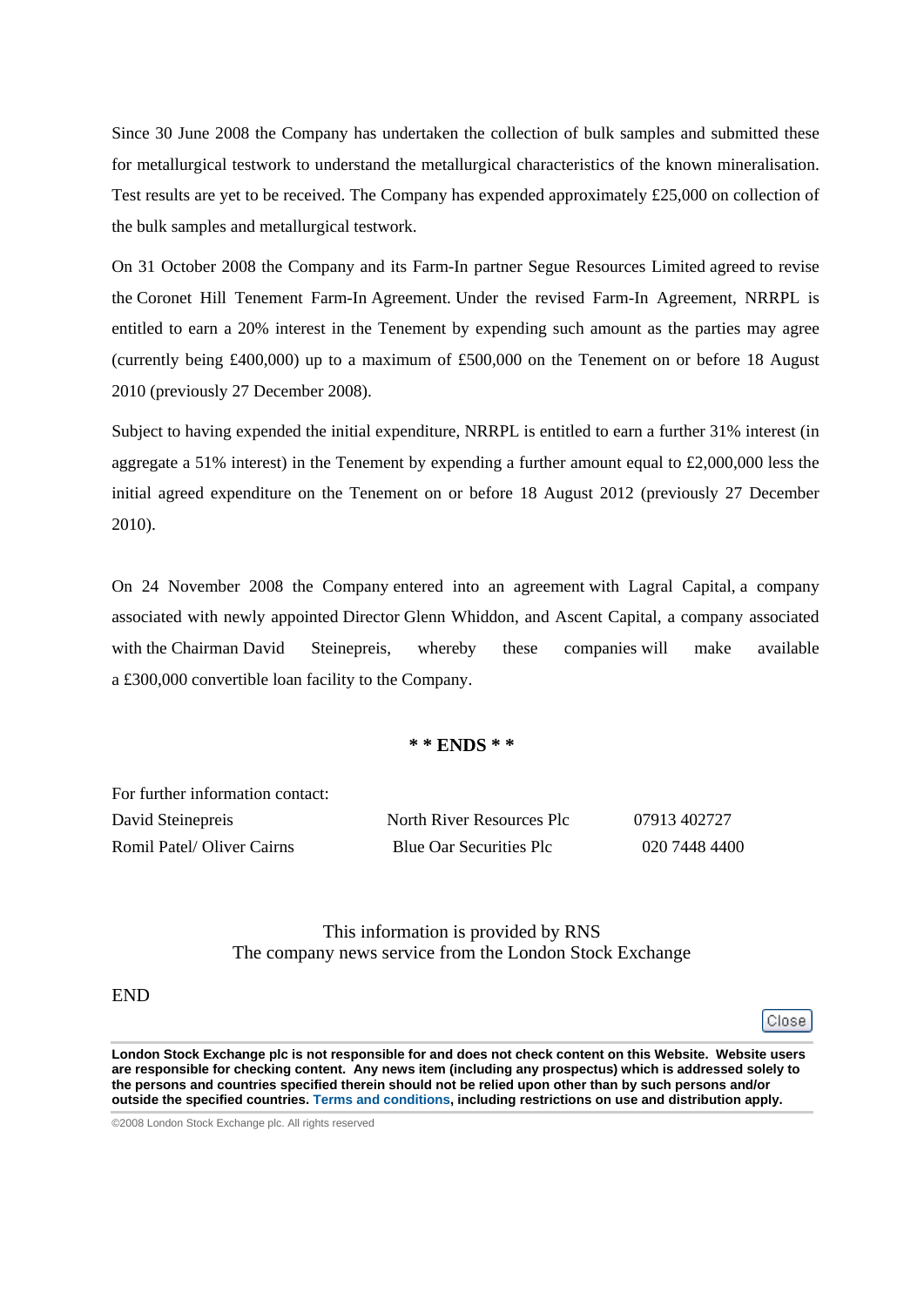Since 30 June 2008 the Company has undertaken the collection of bulk samples and submitted these for metallurgical testwork to understand the metallurgical characteristics of the known mineralisation. Test results are yet to be received. The Company has expended approximately £25,000 on collection of the bulk samples and metallurgical testwork.

On 31 October 2008 the Company and its Farm-In partner Segue Resources Limited agreed to revise the Coronet Hill Tenement Farm-In Agreement. Under the revised Farm-In Agreement, NRRPL is entitled to earn a 20% interest in the Tenement by expending such amount as the parties may agree (currently being £400,000) up to a maximum of £500,000 on the Tenement on or before 18 August 2010 (previously 27 December 2008).

Subject to having expended the initial expenditure, NRRPL is entitled to earn a further 31% interest (in aggregate a 51% interest) in the Tenement by expending a further amount equal to £2,000,000 less the initial agreed expenditure on the Tenement on or before 18 August 2012 (previously 27 December 2010).

On 24 November 2008 the Company entered into an agreement with Lagral Capital, a company associated with newly appointed Director Glenn Whiddon, and Ascent Capital, a company associated with the Chairman David Steinepreis, whereby these companies will make available a £300,000 convertible loan facility to the Company.

**\* \* ENDS \* \***

For further information contact:

| | | |
|---|---|---|
| David Steinepreis | North River Resources Plc | 07913 402727 |
| Romil Patel/ Oliver Cairns | Blue Oar Securities Plc | 020 7448 4400 |

This information is provided by RNS
The company news service from the London Stock Exchange

END

Close

**London Stock Exchange plc is not responsible for and does not check content on this Website. Website users are responsible for checking content. Any news item (including any prospectus) which is addressed solely to the persons and countries specified therein should not be relied upon other than by such persons and/or outside the specified countries. Terms and conditions, including restrictions on use and distribution apply.**

©2008 London Stock Exchange plc. All rights reserved